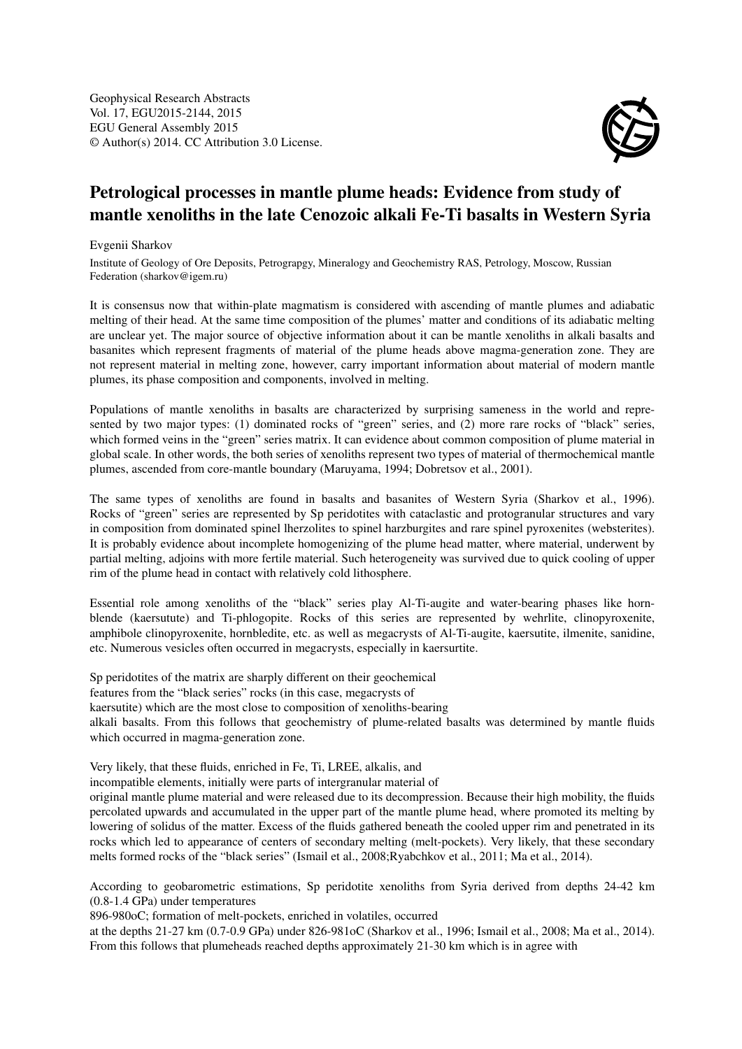Geophysical Research Abstracts
Vol. 17, EGU2015-2144, 2015
EGU General Assembly 2015
© Author(s) 2014. CC Attribution 3.0 License.

# Petrological processes in mantle plume heads: Evidence from study of mantle xenoliths in the late Cenozoic alkali Fe-Ti basalts in Western Syria

Evgenii Sharkov

Institute of Geology of Ore Deposits, Petrograpgy, Mineralogy and Geochemistry RAS, Petrology, Moscow, Russian Federation (sharkov@igem.ru)

It is consensus now that within-plate magmatism is considered with ascending of mantle plumes and adiabatic melting of their head. At the same time composition of the plumes' matter and conditions of its adiabatic melting are unclear yet. The major source of objective information about it can be mantle xenoliths in alkali basalts and basanites which represent fragments of material of the plume heads above magma-generation zone. They are not represent material in melting zone, however, carry important information about material of modern mantle plumes, its phase composition and components, involved in melting.

Populations of mantle xenoliths in basalts are characterized by surprising sameness in the world and represented by two major types: (1) dominated rocks of "green" series, and (2) more rare rocks of "black" series, which formed veins in the "green" series matrix. It can evidence about common composition of plume material in global scale. In other words, the both series of xenoliths represent two types of material of thermochemical mantle plumes, ascended from core-mantle boundary (Maruyama, 1994; Dobretsov et al., 2001).

The same types of xenoliths are found in basalts and basanites of Western Syria (Sharkov et al., 1996). Rocks of "green" series are represented by Sp peridotites with cataclastic and protogranular structures and vary in composition from dominated spinel lherzolites to spinel harzburgites and rare spinel pyroxenites (websterites). It is probably evidence about incomplete homogenizing of the plume head matter, where material, underwent by partial melting, adjoins with more fertile material. Such heterogeneity was survived due to quick cooling of upper rim of the plume head in contact with relatively cold lithosphere.

Essential role among xenoliths of the "black" series play Al-Ti-augite and water-bearing phases like hornblende (kaersutute) and Ti-phlogopite. Rocks of this series are represented by wehrlite, clinopyroxenite, amphibole clinopyroxenite, hornbledite, etc. as well as megacrysts of Al-Ti-augite, kaersutite, ilmenite, sanidine, etc. Numerous vesicles often occurred in megacrysts, especially in kaersurtite.

Sp peridotites of the matrix are sharply different on their geochemical features from the "black series" rocks (in this case, megacrysts of kaersutite) which are the most close to composition of xenoliths-bearing alkali basalts. From this follows that geochemistry of plume-related basalts was determined by mantle fluids which occurred in magma-generation zone.

Very likely, that these fluids, enriched in Fe, Ti, LREE, alkalis, and incompatible elements, initially were parts of intergranular material of original mantle plume material and were released due to its decompression. Because their high mobility, the fluids percolated upwards and accumulated in the upper part of the mantle plume head, where promoted its melting by lowering of solidus of the matter. Excess of the fluids gathered beneath the cooled upper rim and penetrated in its rocks which led to appearance of centers of secondary melting (melt-pockets). Very likely, that these secondary melts formed rocks of the "black series" (Ismail et al., 2008;Ryabchkov et al., 2011; Ma et al., 2014).

According to geobarometric estimations, Sp peridotite xenoliths from Syria derived from depths 24-42 km (0.8-1.4 GPa) under temperatures 896-980oC; formation of melt-pockets, enriched in volatiles, occurred at the depths 21-27 km (0.7-0.9 GPa) under 826-981oC (Sharkov et al., 1996; Ismail et al., 2008; Ma et al., 2014). From this follows that plumeheads reached depths approximately 21-30 km which is in agree with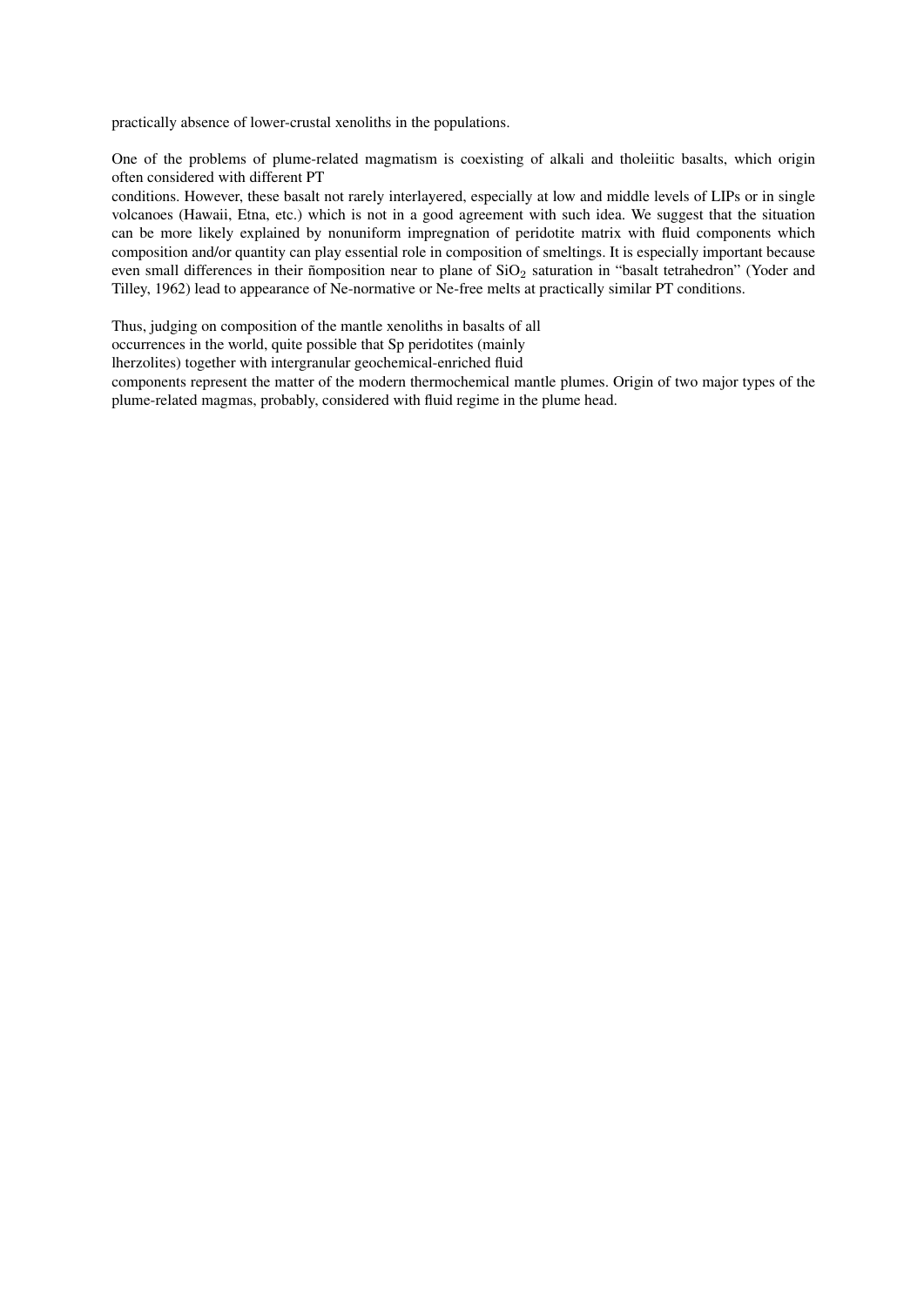practically absence of lower-crustal xenoliths in the populations.

One of the problems of plume-related magmatism is coexisting of alkali and tholeiitic basalts, which origin often considered with different PT conditions. However, these basalt not rarely interlayered, especially at low and middle levels of LIPs or in single volcanoes (Hawaii, Etna, etc.) which is not in a good agreement with such idea. We suggest that the situation can be more likely explained by nonuniform impregnation of peridotite matrix with fluid components which composition and/or quantity can play essential role in composition of smeltings. It is especially important because even small differences in their ñomposition near to plane of $SiO_2$ saturation in "basalt tetrahedron" (Yoder and Tilley, 1962) lead to appearance of Ne-normative or Ne-free melts at practically similar PT conditions.

Thus, judging on composition of the mantle xenoliths in basalts of all occurrences in the world, quite possible that Sp peridotites (mainly lherzolites) together with intergranular geochemical-enriched fluid components represent the matter of the modern thermochemical mantle plumes. Origin of two major types of the plume-related magmas, probably, considered with fluid regime in the plume head.